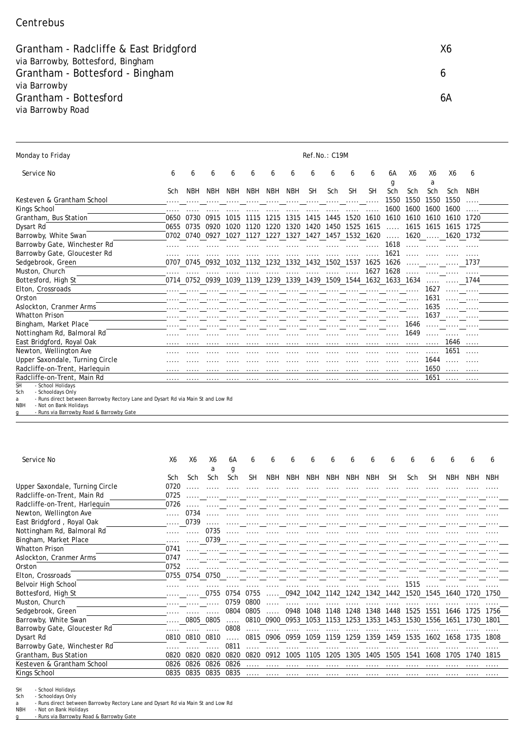Centrebus

# Grantham - Radcliffe & East Bridgford — X6
via Barrowby, Bottesford, Bingham

# Grantham - Bottesford - Bingham — 6
via Barrowby

# Grantham - Bottesford — 6A
via Barrowby Road

Monday to Friday — Ref.No.: C19M

| Service No | 6 | 6 | 6 | 6 | 6 | 6 | 6 | 6 | 6 | 6 | 6 | 6A | X6 | X6 | X6 | 6 |
|---|---|---|---|---|---|---|---|---|---|---|---|---|---|---|---|---|
| | | | | | | | | | | | | g | | a | | |
| | Sch | NBH | NBH | NBH | NBH | NBH | NBH | SH | Sch | SH | SH | Sch | Sch | Sch | Sch | NBH |
| Kesteven & Grantham School | ..... | ..... | ..... | ..... | ..... | ..... | ..... | ..... | ..... | ..... | ..... | 1550 | 1550 | 1550 | 1550 | ..... |
| Kings School | ..... | ..... | ..... | ..... | ..... | ..... | ..... | ..... | ..... | ..... | ..... | 1600 | 1600 | 1600 | 1600 | ..... |
| Grantham, Bus Station | 0650 | 0730 | 0915 | 1015 | 1115 | 1215 | 1315 | 1415 | 1445 | 1520 | 1610 | 1610 | 1610 | 1610 | 1610 | 1720 |
| Dysart Rd | 0655 | 0735 | 0920 | 1020 | 1120 | 1220 | 1320 | 1420 | 1450 | 1525 | 1615 | ..... | 1615 | 1615 | 1615 | 1725 |
| Barrowby, White Swan | 0702 | 0740 | 0927 | 1027 | 1127 | 1227 | 1327 | 1427 | 1457 | 1532 | 1620 | ..... | 1620 | ..... | 1620 | 1732 |
| Barrowby Gate, Winchester Rd | ..... | ..... | ..... | ..... | ..... | ..... | ..... | ..... | ..... | ..... | ..... | 1618 | ..... | ..... | ..... | ..... |
| Barrowby Gate, Gloucester Rd | ..... | ..... | ..... | ..... | ..... | ..... | ..... | ..... | ..... | ..... | ..... | 1621 | ..... | ..... | ..... | ..... |
| Sedgebrook, Green | 0707 | 0745 | 0932 | 1032 | 1132 | 1232 | 1332 | 1432 | 1502 | 1537 | 1625 | 1626 | ..... | ..... | ..... | 1737 |
| Muston, Church | ..... | ..... | ..... | ..... | ..... | ..... | ..... | ..... | ..... | ..... | 1627 | 1628 | ..... | ..... | ..... | ..... |
| Bottesford, High St | 0714 | 0752 | 0939 | 1039 | 1139 | 1239 | 1339 | 1439 | 1509 | 1544 | 1632 | 1633 | 1634 | ..... | ..... | 1744 |
| Elton, Crossroads | ..... | ..... | ..... | ..... | ..... | ..... | ..... | ..... | ..... | ..... | ..... | ..... | ..... | 1627 | ..... | ..... |
| Orston | ..... | ..... | ..... | ..... | ..... | ..... | ..... | ..... | ..... | ..... | ..... | ..... | ..... | 1631 | ..... | ..... |
| Aslockton, Cranmer Arms | ..... | ..... | ..... | ..... | ..... | ..... | ..... | ..... | ..... | ..... | ..... | ..... | ..... | 1635 | ..... | ..... |
| Whatton Prison | ..... | ..... | ..... | ..... | ..... | ..... | ..... | ..... | ..... | ..... | ..... | ..... | ..... | 1637 | ..... | ..... |
| Bingham, Market Place | ..... | ..... | ..... | ..... | ..... | ..... | ..... | ..... | ..... | ..... | ..... | ..... | 1646 | ..... | ..... | ..... |
| Nottingham Rd, Balmoral Rd | ..... | ..... | ..... | ..... | ..... | ..... | ..... | ..... | ..... | ..... | ..... | ..... | 1649 | ..... | ..... | ..... |
| East Bridgford, Royal Oak | ..... | ..... | ..... | ..... | ..... | ..... | ..... | ..... | ..... | ..... | ..... | ..... | ..... | ..... | 1646 | ..... |
| Newton, Wellington Ave | ..... | ..... | ..... | ..... | ..... | ..... | ..... | ..... | ..... | ..... | ..... | ..... | ..... | ..... | 1651 | ..... |
| Upper Saxondale, Turning Circle | ..... | ..... | ..... | ..... | ..... | ..... | ..... | ..... | ..... | ..... | ..... | ..... | ..... | 1644 | ..... | ..... |
| Radcliffe-on-Trent, Harlequin | ..... | ..... | ..... | ..... | ..... | ..... | ..... | ..... | ..... | ..... | ..... | ..... | ..... | 1650 | ..... | ..... |
| Radcliffe-on-Trent, Main Rd | ..... | ..... | ..... | ..... | ..... | ..... | ..... | ..... | ..... | ..... | ..... | ..... | ..... | 1651 | ..... | ..... |

SH - School Holidays
Sch - Schooldays Only
a - Runs direct between Barrowby Rectory Lane and Dysart Rd via Main St and Low Rd
NBH - Not on Bank Holidays
g - Runs via Barrowby Road & Barrowby Gate

| Service No | X6 | X6 | X6 | 6A | 6 | 6 | 6 | 6 | 6 | 6 | 6 | 6 | 6 | 6 | 6 | 6 | 6 |
|---|---|---|---|---|---|---|---|---|---|---|---|---|---|---|---|---|---|
| | | | a | g | | | | | | | | | | | | | |
| | Sch | Sch | Sch | Sch | SH | NBH | NBH | NBH | NBH | NBH | NBH | SH | Sch | SH | NBH | NBH | NBH |
| Upper Saxondale, Turning Circle | 0720 | ..... | ..... | ..... | ..... | ..... | ..... | ..... | ..... | ..... | ..... | ..... | ..... | ..... | ..... | ..... | ..... |
| Radcliffe-on-Trent, Main Rd | 0725 | ..... | ..... | ..... | ..... | ..... | ..... | ..... | ..... | ..... | ..... | ..... | ..... | ..... | ..... | ..... | ..... |
| Radcliffe-on-Trent, Harlequin | 0726 | ..... | ..... | ..... | ..... | ..... | ..... | ..... | ..... | ..... | ..... | ..... | ..... | ..... | ..... | ..... | ..... |
| Newton, Wellington Ave | ..... | 0734 | ..... | ..... | ..... | ..... | ..... | ..... | ..... | ..... | ..... | ..... | ..... | ..... | ..... | ..... | ..... |
| East Bridgford , Royal Oak | ..... | 0739 | ..... | ..... | ..... | ..... | ..... | ..... | ..... | ..... | ..... | ..... | ..... | ..... | ..... | ..... | ..... |
| Nottingham Rd, Balmoral Rd | ..... | ..... | 0735 | ..... | ..... | ..... | ..... | ..... | ..... | ..... | ..... | ..... | ..... | ..... | ..... | ..... | ..... |
| Bingham, Market Place | ..... | ..... | 0739 | ..... | ..... | ..... | ..... | ..... | ..... | ..... | ..... | ..... | ..... | ..... | ..... | ..... | ..... |
| Whatton Prison | 0741 | ..... | ..... | ..... | ..... | ..... | ..... | ..... | ..... | ..... | ..... | ..... | ..... | ..... | ..... | ..... | ..... |
| Aslockton, Cranmer Arms | 0747 | ..... | ..... | ..... | ..... | ..... | ..... | ..... | ..... | ..... | ..... | ..... | ..... | ..... | ..... | ..... | ..... |
| Orston | 0752 | ..... | ..... | ..... | ..... | ..... | ..... | ..... | ..... | ..... | ..... | ..... | ..... | ..... | ..... | ..... | ..... |
| Elton, Crossroads | 0755 | 0754 | 0750 | ..... | ..... | ..... | ..... | ..... | ..... | ..... | ..... | ..... | ..... | ..... | ..... | ..... | ..... |
| Belvoir High School | ..... | ..... | ..... | ..... | ..... | ..... | ..... | ..... | ..... | ..... | ..... | ..... | 1515 | ..... | ..... | ..... | ..... |
| Bottesford, High St | ..... | ..... | 0755 | 0754 | 0755 | ..... | 0942 | 1042 | 1142 | 1242 | 1342 | 1442 | 1520 | 1545 | 1640 | 1720 | 1750 |
| Muston, Church | ..... | ..... | ..... | 0759 | 0800 | ..... | ..... | ..... | ..... | ..... | ..... | ..... | ..... | ..... | ..... | ..... | ..... |
| Sedgebrook, Green | ..... | ..... | ..... | 0804 | 0805 | ..... | 0948 | 1048 | 1148 | 1248 | 1348 | 1448 | 1525 | 1551 | 1646 | 1725 | 1756 |
| Barrowby, White Swan | ..... | 0805 | 0805 | ..... | 0810 | 0900 | 0953 | 1053 | 1153 | 1253 | 1353 | 1453 | 1530 | 1556 | 1651 | 1730 | 1801 |
| Barrowby Gate, Gloucester Rd | ..... | ..... | ..... | 0808 | ..... | ..... | ..... | ..... | ..... | ..... | ..... | ..... | ..... | ..... | ..... | ..... | ..... |
| Dysart Rd | 0810 | 0810 | 0810 | ..... | 0815 | 0906 | 0959 | 1059 | 1159 | 1259 | 1359 | 1459 | 1535 | 1602 | 1658 | 1735 | 1808 |
| Barrowby Gate, Winchester Rd | ..... | ..... | ..... | 0811 | ..... | ..... | ..... | ..... | ..... | ..... | ..... | ..... | ..... | ..... | ..... | ..... | ..... |
| Grantham, Bus Station | 0820 | 0820 | 0820 | 0820 | 0820 | 0912 | 1005 | 1105 | 1205 | 1305 | 1405 | 1505 | 1541 | 1608 | 1705 | 1740 | 1815 |
| Kesteven & Grantham School | 0826 | 0826 | 0826 | 0826 | ..... | ..... | ..... | ..... | ..... | ..... | ..... | ..... | ..... | ..... | ..... | ..... | ..... |
| Kings School | 0835 | 0835 | 0835 | 0835 | ..... | ..... | ..... | ..... | ..... | ..... | ..... | ..... | ..... | ..... | ..... | ..... | ..... |

SH - School Holidays
Sch - Schooldays Only
a - Runs direct between Barrowby Rectory Lane and Dysart Rd via Main St and Low Rd
NBH - Not on Bank Holidays
g - Runs via Barrowby Road & Barrowby Gate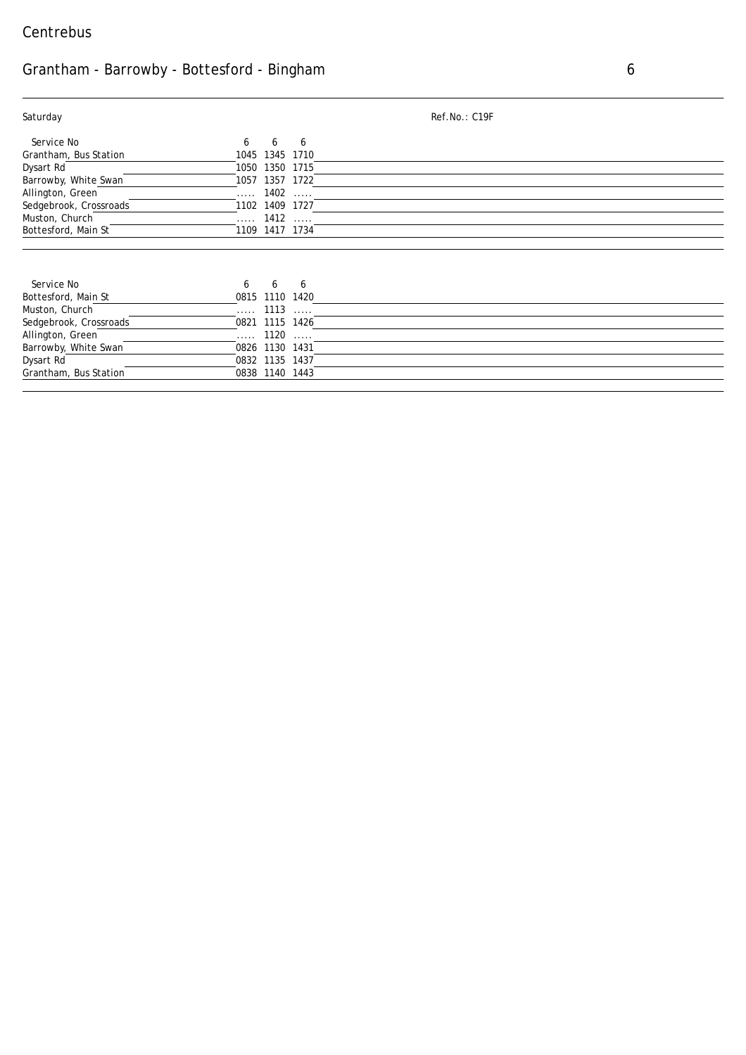Centrebus

## Grantham - Barrowby - Bottesford - Bingham

6

Saturday

Ref.No.: C19F

| Service No | 6 | 6 | 6 |
|---|---|---|---|
| Grantham, Bus Station | 1045 | 1345 | 1710 |
| Dysart Rd | 1050 | 1350 | 1715 |
| Barrowby, White Swan | 1057 | 1357 | 1722 |
| Allington, Green | ..... | 1402 | ..... |
| Sedgebrook, Crossroads | 1102 | 1409 | 1727 |
| Muston, Church | ..... | 1412 | ..... |
| Bottesford, Main St | 1109 | 1417 | 1734 |

| Service No | 6 | 6 | 6 |
|---|---|---|---|
| Bottesford, Main St | 0815 | 1110 | 1420 |
| Muston, Church | ..... | 1113 | ..... |
| Sedgebrook, Crossroads | 0821 | 1115 | 1426 |
| Allington, Green | ..... | 1120 | ..... |
| Barrowby, White Swan | 0826 | 1130 | 1431 |
| Dysart Rd | 0832 | 1135 | 1437 |
| Grantham, Bus Station | 0838 | 1140 | 1443 |